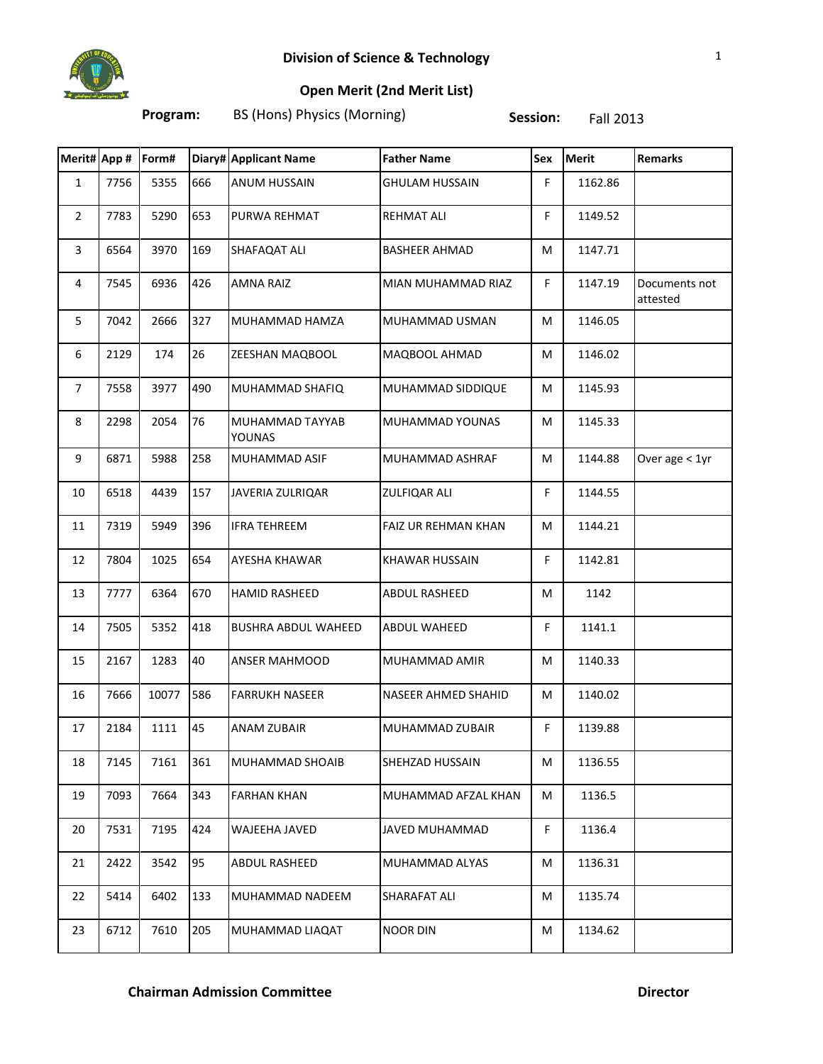## Division of Science & Technology

### Open Merit (2nd Merit List)

**Program:** BS (Hons) Physics (Morning) **Session:** Fall 2013

| Merit# | App # | Form# | Diary# | Applicant Name | Father Name | Sex | Merit | Remarks |
|---|---|---|---|---|---|---|---|---|
| 1 | 7756 | 5355 | 666 | ANUM HUSSAIN | GHULAM HUSSAIN | F | 1162.86 | |
| 2 | 7783 | 5290 | 653 | PURWA REHMAT | REHMAT ALI | F | 1149.52 | |
| 3 | 6564 | 3970 | 169 | SHAFAQAT ALI | BASHEER AHMAD | M | 1147.71 | |
| 4 | 7545 | 6936 | 426 | AMNA RAIZ | MIAN MUHAMMAD RIAZ | F | 1147.19 | Documents not attested |
| 5 | 7042 | 2666 | 327 | MUHAMMAD HAMZA | MUHAMMAD USMAN | M | 1146.05 | |
| 6 | 2129 | 174 | 26 | ZEESHAN MAQBOOL | MAQBOOL AHMAD | M | 1146.02 | |
| 7 | 7558 | 3977 | 490 | MUHAMMAD SHAFIQ | MUHAMMAD SIDDIQUE | M | 1145.93 | |
| 8 | 2298 | 2054 | 76 | MUHAMMAD TAYYAB YOUNAS | MUHAMMAD YOUNAS | M | 1145.33 | |
| 9 | 6871 | 5988 | 258 | MUHAMMAD ASIF | MUHAMMAD ASHRAF | M | 1144.88 | Over age < 1yr |
| 10 | 6518 | 4439 | 157 | JAVERIA ZULRIQAR | ZULFIQAR ALI | F | 1144.55 | |
| 11 | 7319 | 5949 | 396 | IFRA TEHREEM | FAIZ UR REHMAN KHAN | M | 1144.21 | |
| 12 | 7804 | 1025 | 654 | AYESHA KHAWAR | KHAWAR HUSSAIN | F | 1142.81 | |
| 13 | 7777 | 6364 | 670 | HAMID RASHEED | ABDUL RASHEED | M | 1142 | |
| 14 | 7505 | 5352 | 418 | BUSHRA ABDUL WAHEED | ABDUL WAHEED | F | 1141.1 | |
| 15 | 2167 | 1283 | 40 | ANSER MAHMOOD | MUHAMMAD AMIR | M | 1140.33 | |
| 16 | 7666 | 10077 | 586 | FARRUKH NASEER | NASEER AHMED SHAHID | M | 1140.02 | |
| 17 | 2184 | 1111 | 45 | ANAM ZUBAIR | MUHAMMAD ZUBAIR | F | 1139.88 | |
| 18 | 7145 | 7161 | 361 | MUHAMMAD SHOAIB | SHEHZAD HUSSAIN | M | 1136.55 | |
| 19 | 7093 | 7664 | 343 | FARHAN KHAN | MUHAMMAD AFZAL KHAN | M | 1136.5 | |
| 20 | 7531 | 7195 | 424 | WAJEEHA JAVED | JAVED MUHAMMAD | F | 1136.4 | |
| 21 | 2422 | 3542 | 95 | ABDUL RASHEED | MUHAMMAD ALYAS | M | 1136.31 | |
| 22 | 5414 | 6402 | 133 | MUHAMMAD NADEEM | SHARAFAT ALI | M | 1135.74 | |
| 23 | 6712 | 7610 | 205 | MUHAMMAD LIAQAT | NOOR DIN | M | 1134.62 | |

**Chairman Admission Committee** **Director**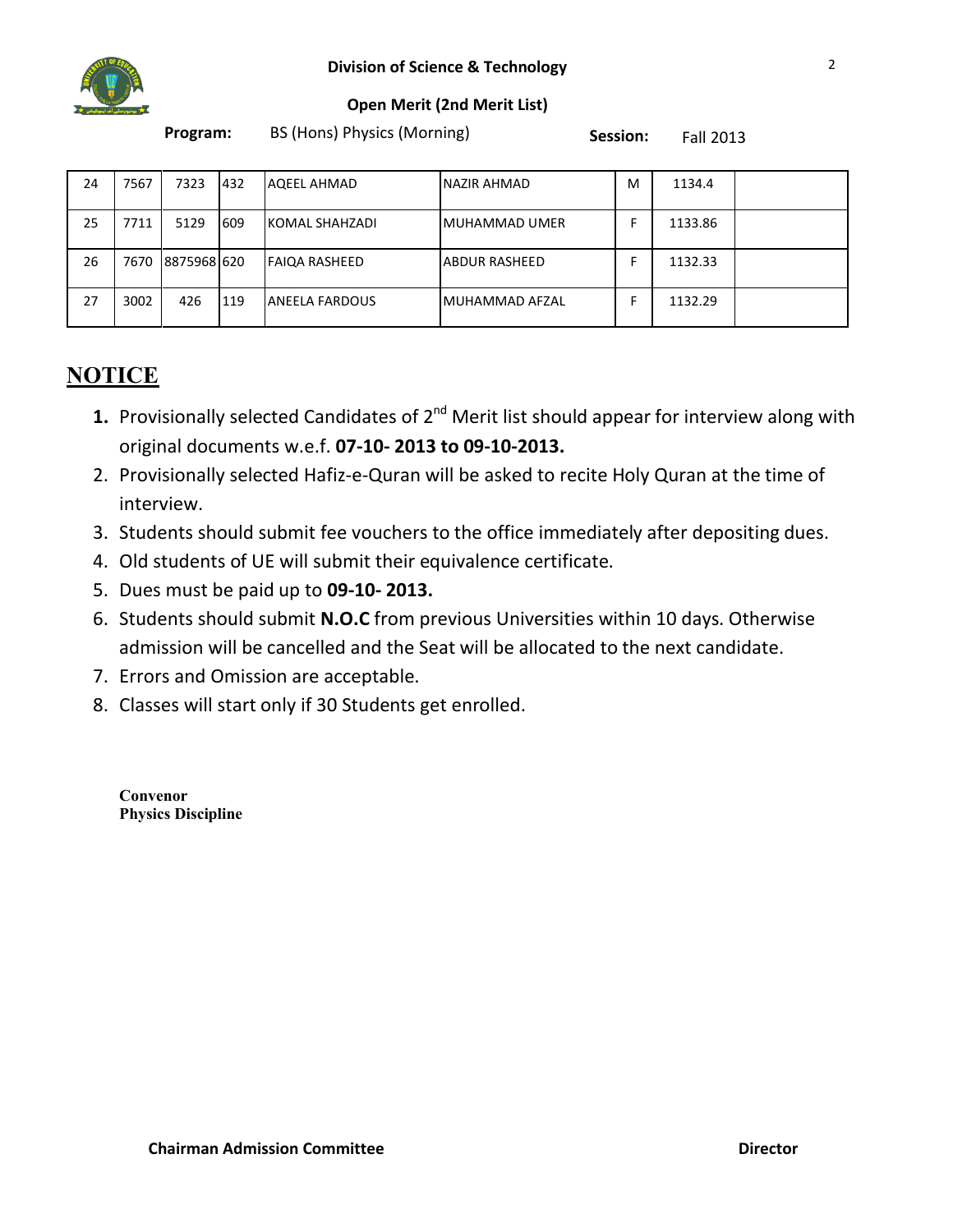Division of Science & Technology

Open Merit (2nd Merit List)

**Program:** BS (Hons) Physics (Morning) **Session:** Fall 2013

| | | | | | | | | |
|---|---|---|---|---|---|---|---|---|
| 24 | 7567 | 7323 | 432 | AQEEL AHMAD | NAZIR AHMAD | M | 1134.4 | |
| 25 | 7711 | 5129 | 609 | KOMAL SHAHZADI | MUHAMMAD UMER | F | 1133.86 | |
| 26 | 7670 | 8875968 | 620 | FAIQA RASHEED | ABDUR RASHEED | F | 1132.33 | |
| 27 | 3002 | 426 | 119 | ANEELA FARDOUS | MUHAMMAD AFZAL | F | 1132.29 | |

## NOTICE

1. Provisionally selected Candidates of 2nd Merit list should appear for interview along with original documents w.e.f. **07-10- 2013 to 09-10-2013.**
2. Provisionally selected Hafiz-e-Quran will be asked to recite Holy Quran at the time of interview.
3. Students should submit fee vouchers to the office immediately after depositing dues.
4. Old students of UE will submit their equivalence certificate.
5. Dues must be paid up to **09-10- 2013.**
6. Students should submit **N.O.C** from previous Universities within 10 days. Otherwise admission will be cancelled and the Seat will be allocated to the next candidate.
7. Errors and Omission are acceptable.
8. Classes will start only if 30 Students get enrolled.

**Convenor**
**Physics Discipline**

**Chairman Admission Committee** **Director**